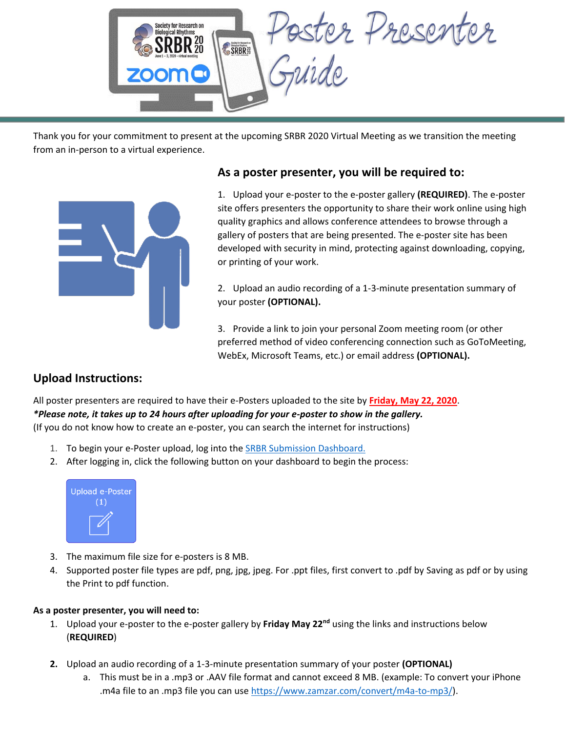# Poster Presenter Guide

Thank you for your commitment to present at the upcoming SRBR 2020 Virtual Meeting as we transition the meeting from an in-person to a virtual experience.

## As a poster presenter, you will be required to:

1. Upload your e-poster to the e-poster gallery **(REQUIRED)**. The e-poster site offers presenters the opportunity to share their work online using high quality graphics and allows conference attendees to browse through a gallery of posters that are being presented. The e-poster site has been developed with security in mind, protecting against downloading, copying, or printing of your work.

2. Upload an audio recording of a 1-3-minute presentation summary of your poster **(OPTIONAL).**

3. Provide a link to join your personal Zoom meeting room (or other preferred method of video conferencing connection such as GoToMeeting, WebEx, Microsoft Teams, etc.) or email address **(OPTIONAL).**

## Upload Instructions:

All poster presenters are required to have their e-Posters uploaded to the site by **Friday, May 22, 2020**.
***Please note, it takes up to 24 hours after uploading for your e-poster to show in the gallery.***
(If you do not know how to create an e-poster, you can search the internet for instructions)

1. To begin your e-Poster upload, log into the [SRBR Submission Dashboard.]()
2. After logging in, click the following button on your dashboard to begin the process:

   Upload e-Poster (1)

3. The maximum file size for e-posters is 8 MB.
4. Supported poster file types are pdf, png, jpg, jpeg. For .ppt files, first convert to .pdf by Saving as pdf or by using the Print to pdf function.

**As a poster presenter, you will need to:**

1. Upload your e-poster to the e-poster gallery by **Friday May 22nd** using the links and instructions below (**REQUIRED**)

2. Upload an audio recording of a 1-3-minute presentation summary of your poster **(OPTIONAL)**
   a. This must be in a .mp3 or .AAV file format and cannot exceed 8 MB. (example: To convert your iPhone .m4a file to an .mp3 file you can use https://www.zamzar.com/convert/m4a-to-mp3/).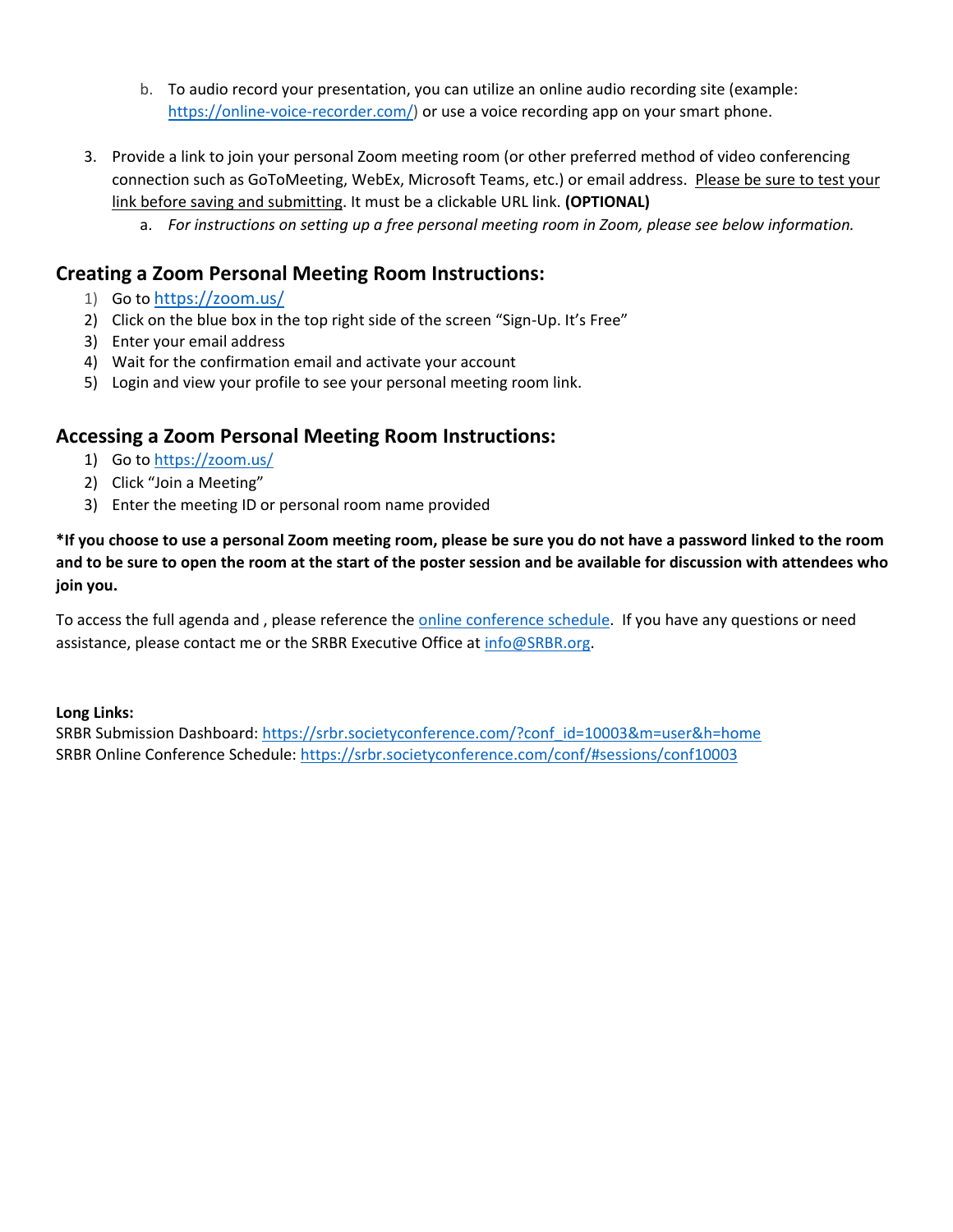b. To audio record your presentation, you can utilize an online audio recording site (example: https://online-voice-recorder.com/) or use a voice recording app on your smart phone.

3. Provide a link to join your personal Zoom meeting room (or other preferred method of video conferencing connection such as GoToMeeting, WebEx, Microsoft Teams, etc.) or email address. Please be sure to test your link before saving and submitting. It must be a clickable URL link. **(OPTIONAL)**
   a. *For instructions on setting up a free personal meeting room in Zoom, please see below information.*

## Creating a Zoom Personal Meeting Room Instructions:

1) Go to https://zoom.us/
2) Click on the blue box in the top right side of the screen "Sign-Up. It's Free"
3) Enter your email address
4) Wait for the confirmation email and activate your account
5) Login and view your profile to see your personal meeting room link.

## Accessing a Zoom Personal Meeting Room Instructions:

1) Go to https://zoom.us/
2) Click "Join a Meeting"
3) Enter the meeting ID or personal room name provided

**\*If you choose to use a personal Zoom meeting room, please be sure you do not have a password linked to the room and to be sure to open the room at the start of the poster session and be available for discussion with attendees who join you.**

To access the full agenda and , please reference the online conference schedule. If you have any questions or need assistance, please contact me or the SRBR Executive Office at info@SRBR.org.

**Long Links:**
SRBR Submission Dashboard: https://srbr.societyconference.com/?conf_id=10003&m=user&h=home
SRBR Online Conference Schedule: https://srbr.societyconference.com/conf/#sessions/conf10003